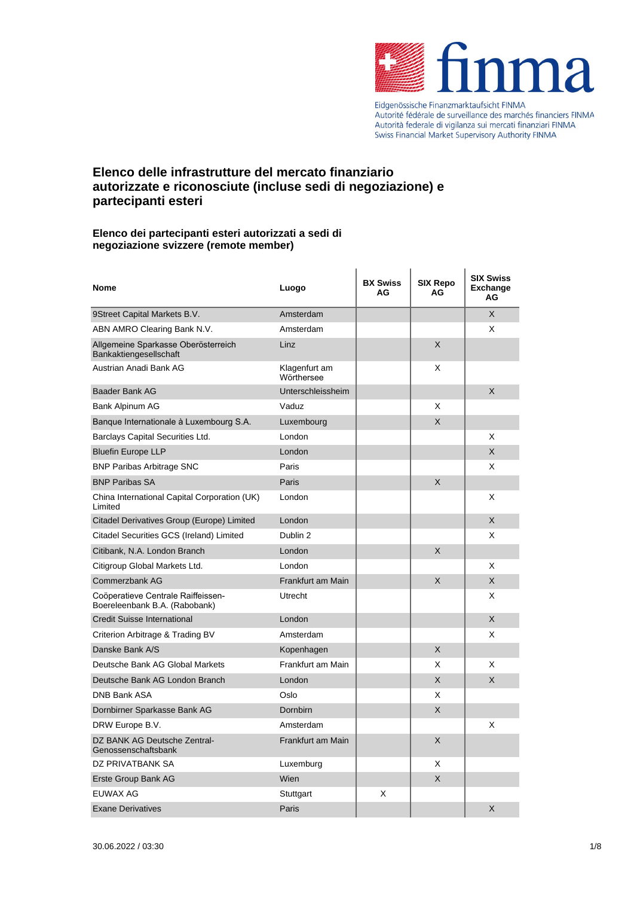Eidgenössische Finanzmarktaufsicht FINMA
Autorité fédérale de surveillance des marchés financiers FINMA
Autorità federale di vigilanza sui mercati finanziari FINMA
Swiss Financial Market Supervisory Authority FINMA

# Elenco delle infrastrutture del mercato finanziario autorizzate e riconosciute (incluse sedi di negoziazione) e partecipanti esteri

## Elenco dei partecipanti esteri autorizzati a sedi di negoziazione svizzere (remote member)

| Nome | Luogo | BX Swiss AG | SIX Repo AG | SIX Swiss Exchange AG |
|---|---|---|---|---|
| 9Street Capital Markets B.V. | Amsterdam | | | X |
| ABN AMRO Clearing Bank N.V. | Amsterdam | | | X |
| Allgemeine Sparkasse Oberösterreich Bankaktiengesellschaft | Linz | | X | |
| Austrian Anadi Bank AG | Klagenfurt am Wörthersee | | X | |
| Baader Bank AG | Unterschleissheim | | | X |
| Bank Alpinum AG | Vaduz | | X | |
| Banque Internationale à Luxembourg S.A. | Luxembourg | | X | |
| Barclays Capital Securities Ltd. | London | | | X |
| Bluefin Europe LLP | London | | | X |
| BNP Paribas Arbitrage SNC | Paris | | | X |
| BNP Paribas SA | Paris | | X | |
| China International Capital Corporation (UK) Limited | London | | | X |
| Citadel Derivatives Group (Europe) Limited | London | | | X |
| Citadel Securities GCS (Ireland) Limited | Dublin 2 | | | X |
| Citibank, N.A. London Branch | London | | X | |
| Citigroup Global Markets Ltd. | London | | | X |
| Commerzbank AG | Frankfurt am Main | | X | X |
| Coöperatieve Centrale Raiffeisen-Boereleenbank B.A. (Rabobank) | Utrecht | | | X |
| Credit Suisse International | London | | | X |
| Criterion Arbitrage & Trading BV | Amsterdam | | | X |
| Danske Bank A/S | Kopenhagen | | X | |
| Deutsche Bank AG Global Markets | Frankfurt am Main | | X | X |
| Deutsche Bank AG London Branch | London | | X | X |
| DNB Bank ASA | Oslo | | X | |
| Dornbirner Sparkasse Bank AG | Dornbirn | | X | |
| DRW Europe B.V. | Amsterdam | | | X |
| DZ BANK AG Deutsche Zentral-Genossenschaftsbank | Frankfurt am Main | | X | |
| DZ PRIVATBANK SA | Luxemburg | | X | |
| Erste Group Bank AG | Wien | | X | |
| EUWAX AG | Stuttgart | X | | |
| Exane Derivatives | Paris | | | X |

30.06.2022 / 03:30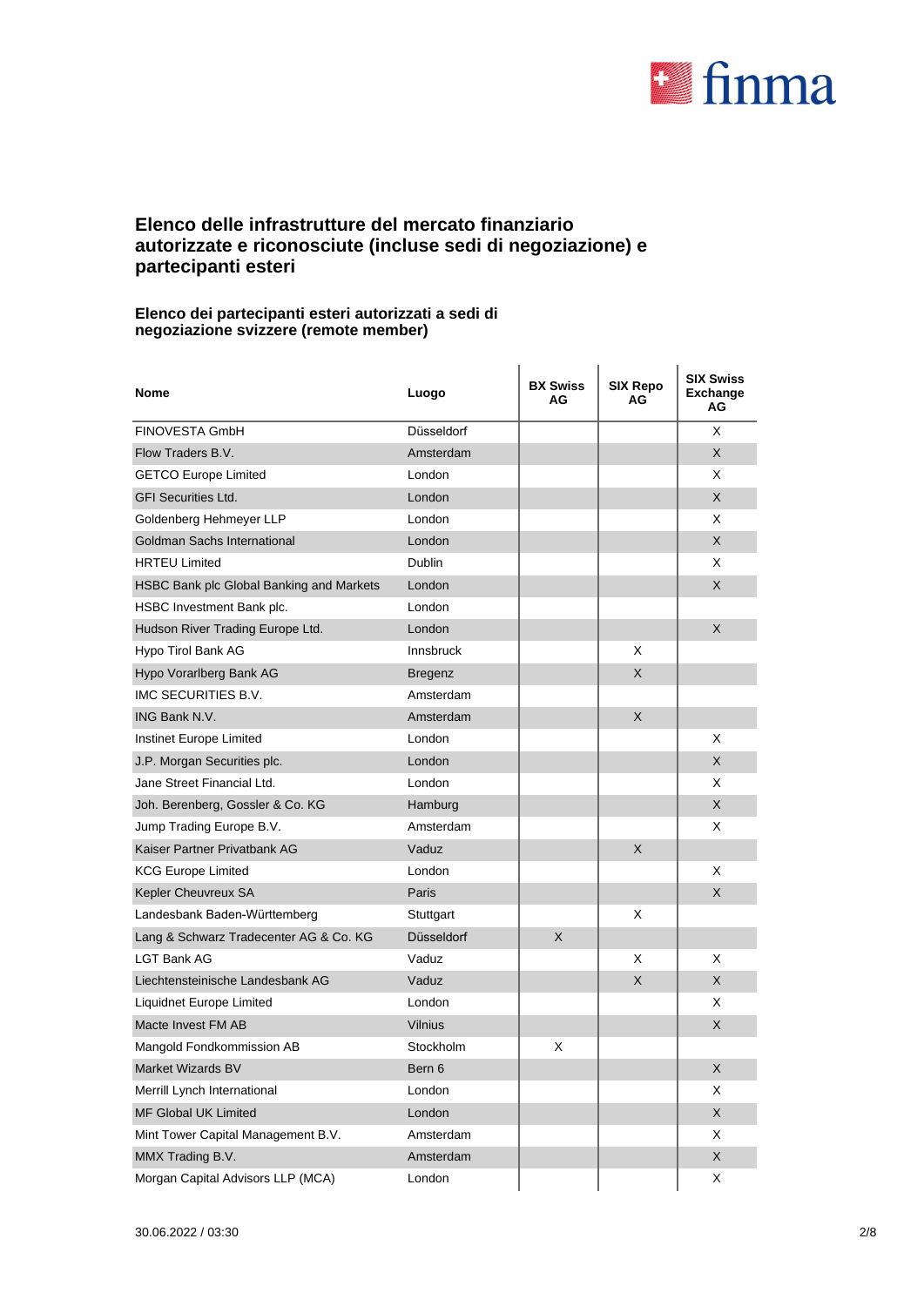## Elenco delle infrastrutture del mercato finanziario autorizzate e riconosciute (incluse sedi di negoziazione) e partecipanti esteri

### Elenco dei partecipanti esteri autorizzati a sedi di negoziazione svizzere (remote member)

| Nome | Luogo | BX Swiss AG | SIX Repo AG | SIX Swiss Exchange AG |
|---|---|---|---|---|
| FINOVESTA GmbH | Düsseldorf | | | X |
| Flow Traders B.V. | Amsterdam | | | X |
| GETCO Europe Limited | London | | | X |
| GFI Securities Ltd. | London | | | X |
| Goldenberg Hehmeyer LLP | London | | | X |
| Goldman Sachs International | London | | | X |
| HRTEU Limited | Dublin | | | X |
| HSBC Bank plc Global Banking and Markets | London | | | X |
| HSBC Investment Bank plc. | London | | | |
| Hudson River Trading Europe Ltd. | London | | | X |
| Hypo Tirol Bank AG | Innsbruck | | X | |
| Hypo Vorarlberg Bank AG | Bregenz | | X | |
| IMC SECURITIES B.V. | Amsterdam | | | |
| ING Bank N.V. | Amsterdam | | X | |
| Instinet Europe Limited | London | | | X |
| J.P. Morgan Securities plc. | London | | | X |
| Jane Street Financial Ltd. | London | | | X |
| Joh. Berenberg, Gossler & Co. KG | Hamburg | | | X |
| Jump Trading Europe B.V. | Amsterdam | | | X |
| Kaiser Partner Privatbank AG | Vaduz | | X | |
| KCG Europe Limited | London | | | X |
| Kepler Cheuvreux SA | Paris | | | X |
| Landesbank Baden-Württemberg | Stuttgart | | X | |
| Lang & Schwarz Tradecenter AG & Co. KG | Düsseldorf | X | | |
| LGT Bank AG | Vaduz | | X | X |
| Liechtensteinische Landesbank AG | Vaduz | | X | X |
| Liquidnet Europe Limited | London | | | X |
| Macte Invest FM AB | Vilnius | | | X |
| Mangold Fondkommission AB | Stockholm | X | | |
| Market Wizards BV | Bern 6 | | | X |
| Merrill Lynch International | London | | | X |
| MF Global UK Limited | London | | | X |
| Mint Tower Capital Management B.V. | Amsterdam | | | X |
| MMX Trading B.V. | Amsterdam | | | X |
| Morgan Capital Advisors LLP (MCA) | London | | | X |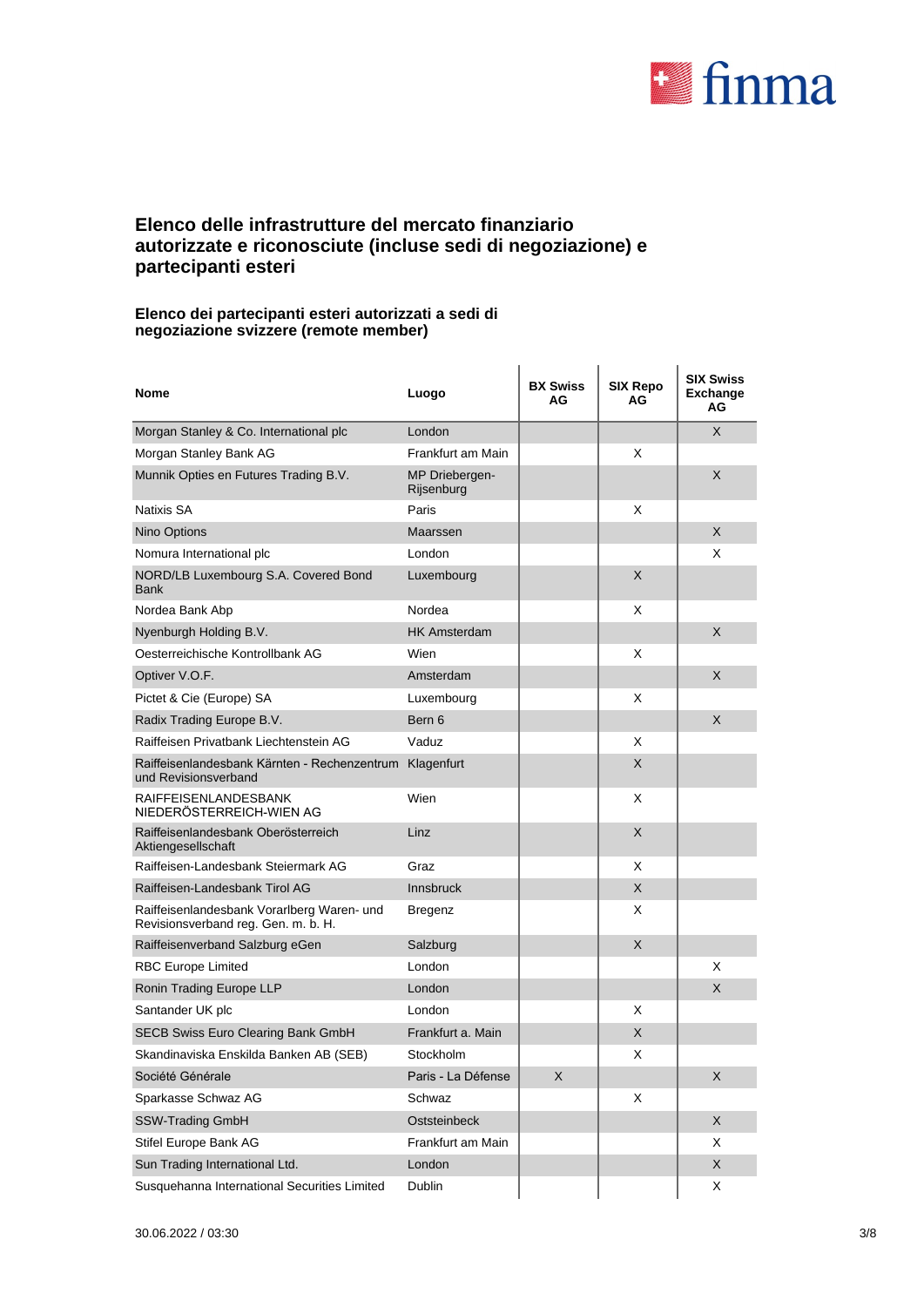## Elenco delle infrastrutture del mercato finanziario autorizzate e riconosciute (incluse sedi di negoziazione) e partecipanti esteri

### Elenco dei partecipanti esteri autorizzati a sedi di negoziazione svizzere (remote member)

| Nome | Luogo | BX Swiss AG | SIX Repo AG | SIX Swiss Exchange AG |
|---|---|---|---|---|
| Morgan Stanley & Co. International plc | London | | | X |
| Morgan Stanley Bank AG | Frankfurt am Main | | X | |
| Munnik Opties en Futures Trading B.V. | MP Driebergen-Rijsenburg | | | X |
| Natixis SA | Paris | | X | |
| Nino Options | Maarssen | | | X |
| Nomura International plc | London | | | X |
| NORD/LB Luxembourg S.A. Covered Bond Bank | Luxembourg | | X | |
| Nordea Bank Abp | Nordea | | X | |
| Nyenburgh Holding B.V. | HK Amsterdam | | | X |
| Oesterreichische Kontrollbank AG | Wien | | X | |
| Optiver V.O.F. | Amsterdam | | | X |
| Pictet & Cie (Europe) SA | Luxembourg | | X | |
| Radix Trading Europe B.V. | Bern 6 | | | X |
| Raiffeisen Privatbank Liechtenstein AG | Vaduz | | X | |
| Raiffeisenlandesbank Kärnten - Rechenzentrum und Revisionsverband | Klagenfurt | | X | |
| RAIFFEISENLANDESBANK NIEDERÖSTERREICH-WIEN AG | Wien | | X | |
| Raiffeisenlandesbank Oberösterreich Aktiengesellschaft | Linz | | X | |
| Raiffeisen-Landesbank Steiermark AG | Graz | | X | |
| Raiffeisen-Landesbank Tirol AG | Innsbruck | | X | |
| Raiffeisenlandesbank Vorarlberg Waren- und Revisionsverband reg. Gen. m. b. H. | Bregenz | | X | |
| Raiffeisenverband Salzburg eGen | Salzburg | | X | |
| RBC Europe Limited | London | | | X |
| Ronin Trading Europe LLP | London | | | X |
| Santander UK plc | London | | X | |
| SECB Swiss Euro Clearing Bank GmbH | Frankfurt a. Main | | X | |
| Skandinaviska Enskilda Banken AB (SEB) | Stockholm | | X | |
| Société Générale | Paris - La Défense | X | | X |
| Sparkasse Schwaz AG | Schwaz | | X | |
| SSW-Trading GmbH | Oststeinbeck | | | X |
| Stifel Europe Bank AG | Frankfurt am Main | | | X |
| Sun Trading International Ltd. | London | | | X |
| Susquehanna International Securities Limited | Dublin | | | X |

30.06.2022 / 03:30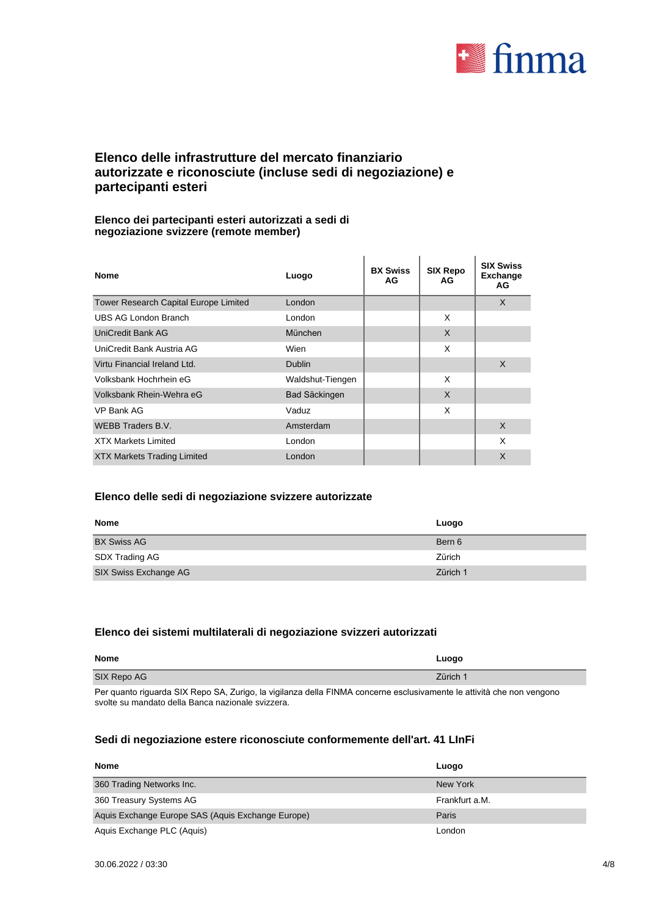## Elenco delle infrastrutture del mercato finanziario autorizzate e riconosciute (incluse sedi di negoziazione) e partecipanti esteri

### Elenco dei partecipanti esteri autorizzati a sedi di negoziazione svizzere (remote member)

| Nome | Luogo | BX Swiss AG | SIX Repo AG | SIX Swiss Exchange AG |
|---|---|---|---|---|
| Tower Research Capital Europe Limited | London | | | X |
| UBS AG London Branch | London | | X | |
| UniCredit Bank AG | München | | X | |
| UniCredit Bank Austria AG | Wien | | X | |
| Virtu Financial Ireland Ltd. | Dublin | | | X |
| Volksbank Hochrhein eG | Waldshut-Tiengen | | X | |
| Volksbank Rhein-Wehra eG | Bad Säckingen | | X | |
| VP Bank AG | Vaduz | | X | |
| WEBB Traders B.V. | Amsterdam | | | X |
| XTX Markets Limited | London | | | X |
| XTX Markets Trading Limited | London | | | X |

### Elenco delle sedi di negoziazione svizzere autorizzate

| Nome | Luogo |
|---|---|
| BX Swiss AG | Bern 6 |
| SDX Trading AG | Zürich |
| SIX Swiss Exchange AG | Zürich 1 |

### Elenco dei sistemi multilaterali di negoziazione svizzeri autorizzati

| Nome | Luogo |
|---|---|
| SIX Repo AG | Zürich 1 |

Per quanto riguarda SIX Repo SA, Zurigo, la vigilanza della FINMA concerne esclusivamente le attività che non vengono svolte su mandato della Banca nazionale svizzera.

### Sedi di negoziazione estere riconosciute conformemente dell'art. 41 LInFi

| Nome | Luogo |
|---|---|
| 360 Trading Networks Inc. | New York |
| 360 Treasury Systems AG | Frankfurt a.M. |
| Aquis Exchange Europe SAS (Aquis Exchange Europe) | Paris |
| Aquis Exchange PLC (Aquis) | London |

30.06.2022 / 03:30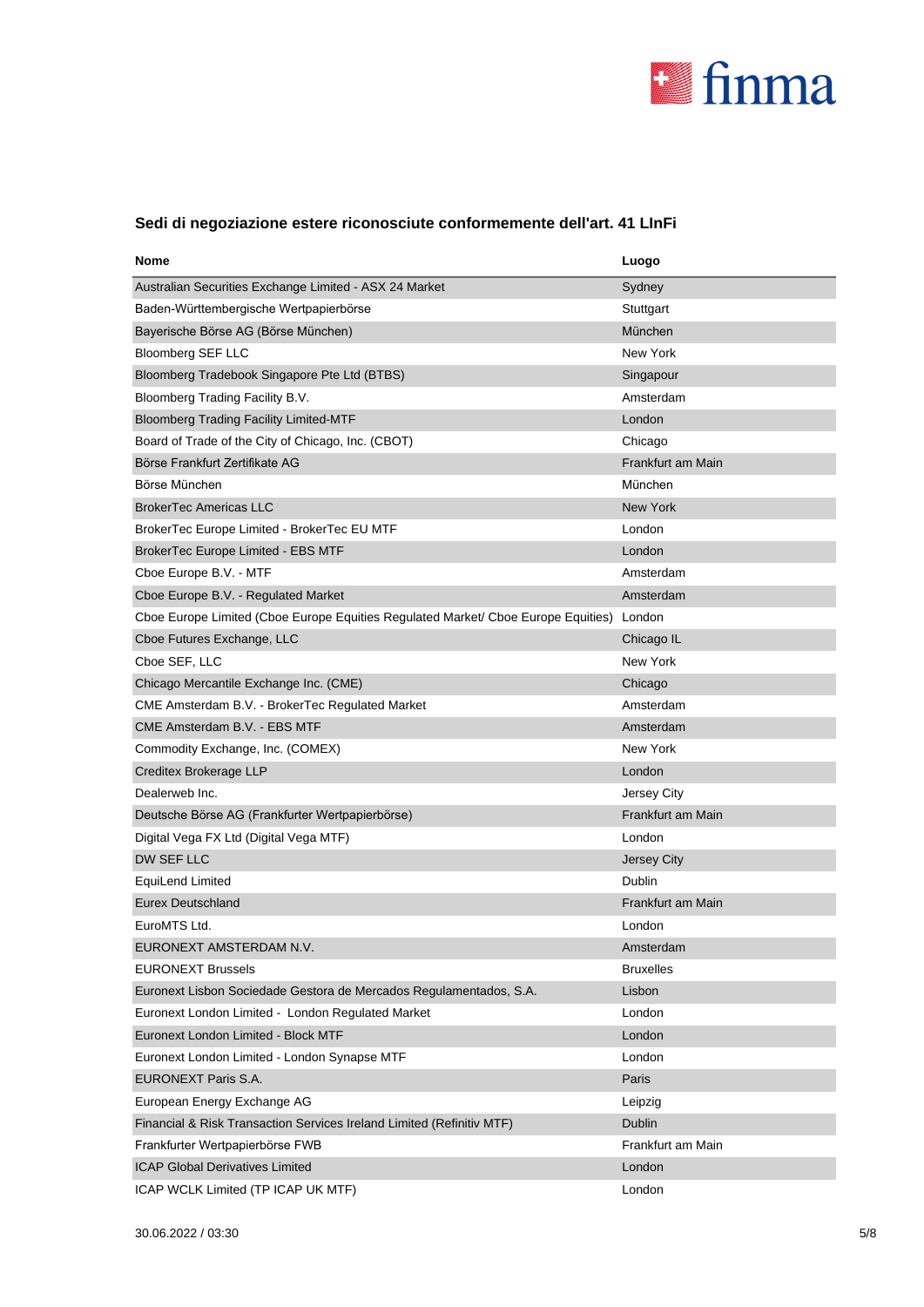## Sedi di negoziazione estere riconosciute conformemente dell'art. 41 LInFi

| Nome | Luogo |
|---|---|
| Australian Securities Exchange Limited - ASX 24 Market | Sydney |
| Baden-Württembergische Wertpapierbörse | Stuttgart |
| Bayerische Börse AG (Börse München) | München |
| Bloomberg SEF LLC | New York |
| Bloomberg Tradebook Singapore Pte Ltd (BTBS) | Singapour |
| Bloomberg Trading Facility B.V. | Amsterdam |
| Bloomberg Trading Facility Limited-MTF | London |
| Board of Trade of the City of Chicago, Inc. (CBOT) | Chicago |
| Börse Frankfurt Zertifikate AG | Frankfurt am Main |
| Börse München | München |
| BrokerTec Americas LLC | New York |
| BrokerTec Europe Limited - BrokerTec EU MTF | London |
| BrokerTec Europe Limited - EBS MTF | London |
| Cboe Europe B.V. - MTF | Amsterdam |
| Cboe Europe B.V. - Regulated Market | Amsterdam |
| Cboe Europe Limited (Cboe Europe Equities Regulated Market/ Cboe Europe Equities) | London |
| Cboe Futures Exchange, LLC | Chicago IL |
| Cboe SEF, LLC | New York |
| Chicago Mercantile Exchange Inc. (CME) | Chicago |
| CME Amsterdam B.V. - BrokerTec Regulated Market | Amsterdam |
| CME Amsterdam B.V. - EBS MTF | Amsterdam |
| Commodity Exchange, Inc. (COMEX) | New York |
| Creditex Brokerage LLP | London |
| Dealerweb Inc. | Jersey City |
| Deutsche Börse AG (Frankfurter Wertpapierbörse) | Frankfurt am Main |
| Digital Vega FX Ltd (Digital Vega MTF) | London |
| DW SEF LLC | Jersey City |
| EquiLend Limited | Dublin |
| Eurex Deutschland | Frankfurt am Main |
| EuroMTS Ltd. | London |
| EURONEXT AMSTERDAM N.V. | Amsterdam |
| EURONEXT Brussels | Bruxelles |
| Euronext Lisbon Sociedade Gestora de Mercados Regulamentados, S.A. | Lisbon |
| Euronext London Limited - London Regulated Market | London |
| Euronext London Limited - Block MTF | London |
| Euronext London Limited - London Synapse MTF | London |
| EURONEXT Paris S.A. | Paris |
| European Energy Exchange AG | Leipzig |
| Financial & Risk Transaction Services Ireland Limited (Refinitiv MTF) | Dublin |
| Frankfurter Wertpapierbörse FWB | Frankfurt am Main |
| ICAP Global Derivatives Limited | London |
| ICAP WCLK Limited (TP ICAP UK MTF) | London |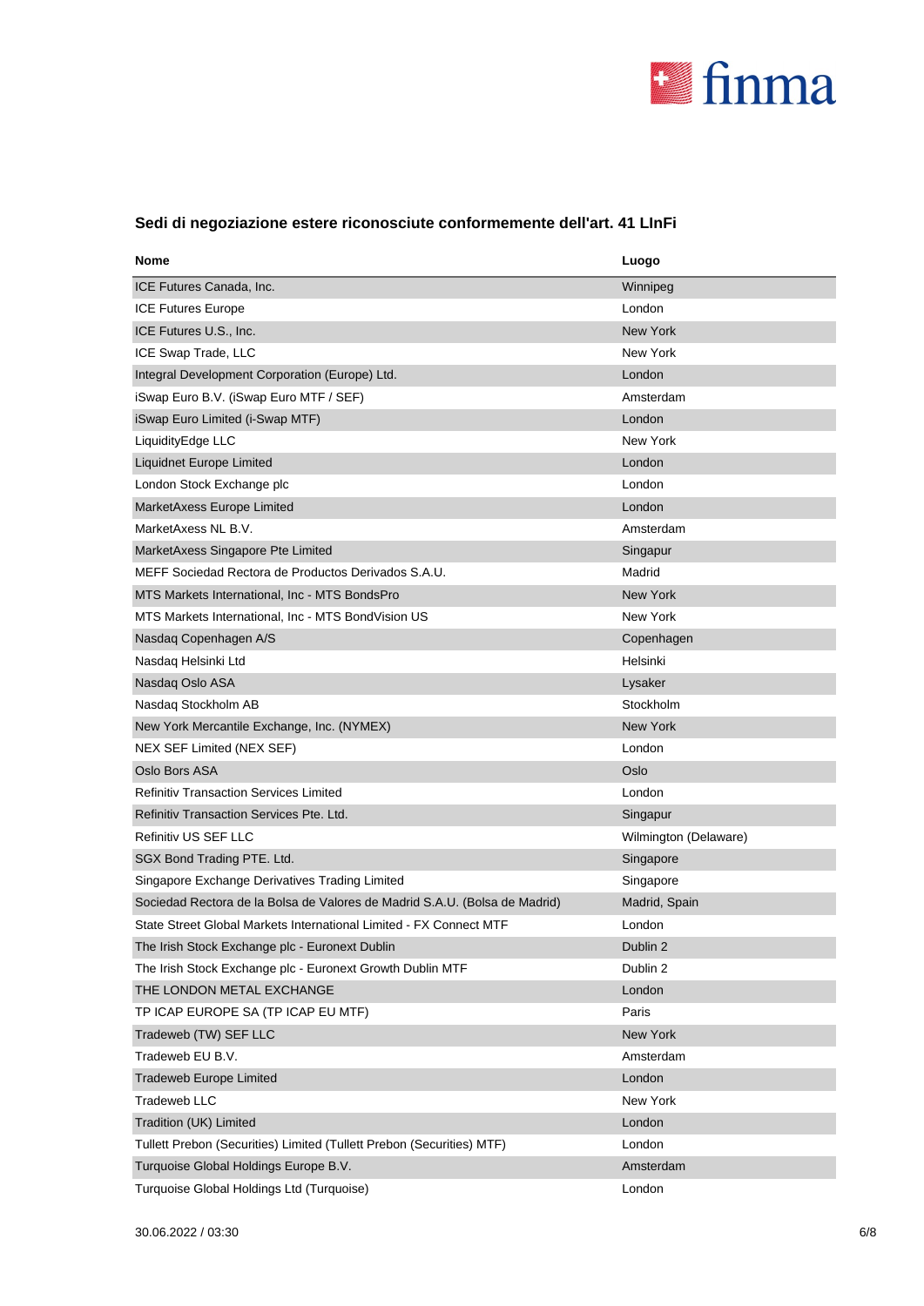## Sedi di negoziazione estere riconosciute conformemente dell'art. 41 LInFi

| Nome | Luogo |
|---|---|
| ICE Futures Canada, Inc. | Winnipeg |
| ICE Futures Europe | London |
| ICE Futures U.S., Inc. | New York |
| ICE Swap Trade, LLC | New York |
| Integral Development Corporation (Europe) Ltd. | London |
| iSwap Euro B.V. (iSwap Euro MTF / SEF) | Amsterdam |
| iSwap Euro Limited (i-Swap MTF) | London |
| LiquidityEdge LLC | New York |
| Liquidnet Europe Limited | London |
| London Stock Exchange plc | London |
| MarketAxess Europe Limited | London |
| MarketAxess NL B.V. | Amsterdam |
| MarketAxess Singapore Pte Limited | Singapur |
| MEFF Sociedad Rectora de Productos Derivados S.A.U. | Madrid |
| MTS Markets International, Inc - MTS BondsPro | New York |
| MTS Markets International, Inc - MTS BondVision US | New York |
| Nasdaq Copenhagen A/S | Copenhagen |
| Nasdaq Helsinki Ltd | Helsinki |
| Nasdaq Oslo ASA | Lysaker |
| Nasdaq Stockholm AB | Stockholm |
| New York Mercantile Exchange, Inc. (NYMEX) | New York |
| NEX SEF Limited (NEX SEF) | London |
| Oslo Bors ASA | Oslo |
| Refinitiv Transaction Services Limited | London |
| Refinitiv Transaction Services Pte. Ltd. | Singapur |
| Refinitiv US SEF LLC | Wilmington (Delaware) |
| SGX Bond Trading PTE. Ltd. | Singapore |
| Singapore Exchange Derivatives Trading Limited | Singapore |
| Sociedad Rectora de la Bolsa de Valores de Madrid S.A.U. (Bolsa de Madrid) | Madrid, Spain |
| State Street Global Markets International Limited - FX Connect MTF | London |
| The Irish Stock Exchange plc - Euronext Dublin | Dublin 2 |
| The Irish Stock Exchange plc - Euronext Growth Dublin MTF | Dublin 2 |
| THE LONDON METAL EXCHANGE | London |
| TP ICAP EUROPE SA (TP ICAP EU MTF) | Paris |
| Tradeweb (TW) SEF LLC | New York |
| Tradeweb EU B.V. | Amsterdam |
| Tradeweb Europe Limited | London |
| Tradeweb LLC | New York |
| Tradition (UK) Limited | London |
| Tullett Prebon (Securities) Limited (Tullett Prebon (Securities) MTF) | London |
| Turquoise Global Holdings Europe B.V. | Amsterdam |
| Turquoise Global Holdings Ltd (Turquoise) | London |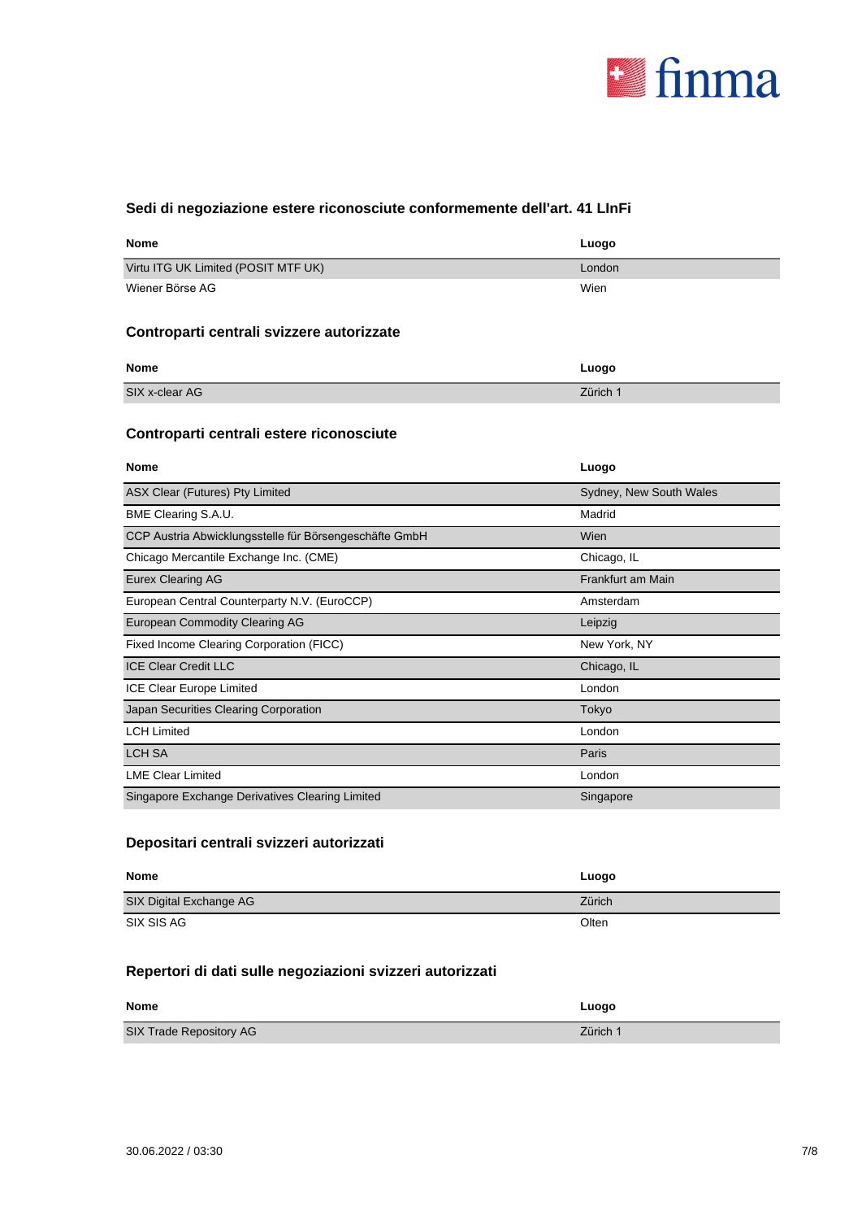### Sedi di negoziazione estere riconosciute conformemente dell'art. 41 LInFi

| Nome | Luogo |
|---|---|
| Virtu ITG UK Limited (POSIT MTF UK) | London |
| Wiener Börse AG | Wien |

### Controparti centrali svizzere autorizzate

| Nome | Luogo |
|---|---|
| SIX x-clear AG | Zürich 1 |

### Controparti centrali estere riconosciute

| Nome | Luogo |
|---|---|
| ASX Clear (Futures) Pty Limited | Sydney, New South Wales |
| BME Clearing S.A.U. | Madrid |
| CCP Austria Abwicklungsstelle für Börsengeschäfte GmbH | Wien |
| Chicago Mercantile Exchange Inc. (CME) | Chicago, IL |
| Eurex Clearing AG | Frankfurt am Main |
| European Central Counterparty N.V. (EuroCCP) | Amsterdam |
| European Commodity Clearing AG | Leipzig |
| Fixed Income Clearing Corporation (FICC) | New York, NY |
| ICE Clear Credit LLC | Chicago, IL |
| ICE Clear Europe Limited | London |
| Japan Securities Clearing Corporation | Tokyo |
| LCH Limited | London |
| LCH SA | Paris |
| LME Clear Limited | London |
| Singapore Exchange Derivatives Clearing Limited | Singapore |

### Depositari centrali svizzeri autorizzati

| Nome | Luogo |
|---|---|
| SIX Digital Exchange AG | Zürich |
| SIX SIS AG | Olten |

### Repertori di dati sulle negoziazioni svizzeri autorizzati

| Nome | Luogo |
|---|---|
| SIX Trade Repository AG | Zürich 1 |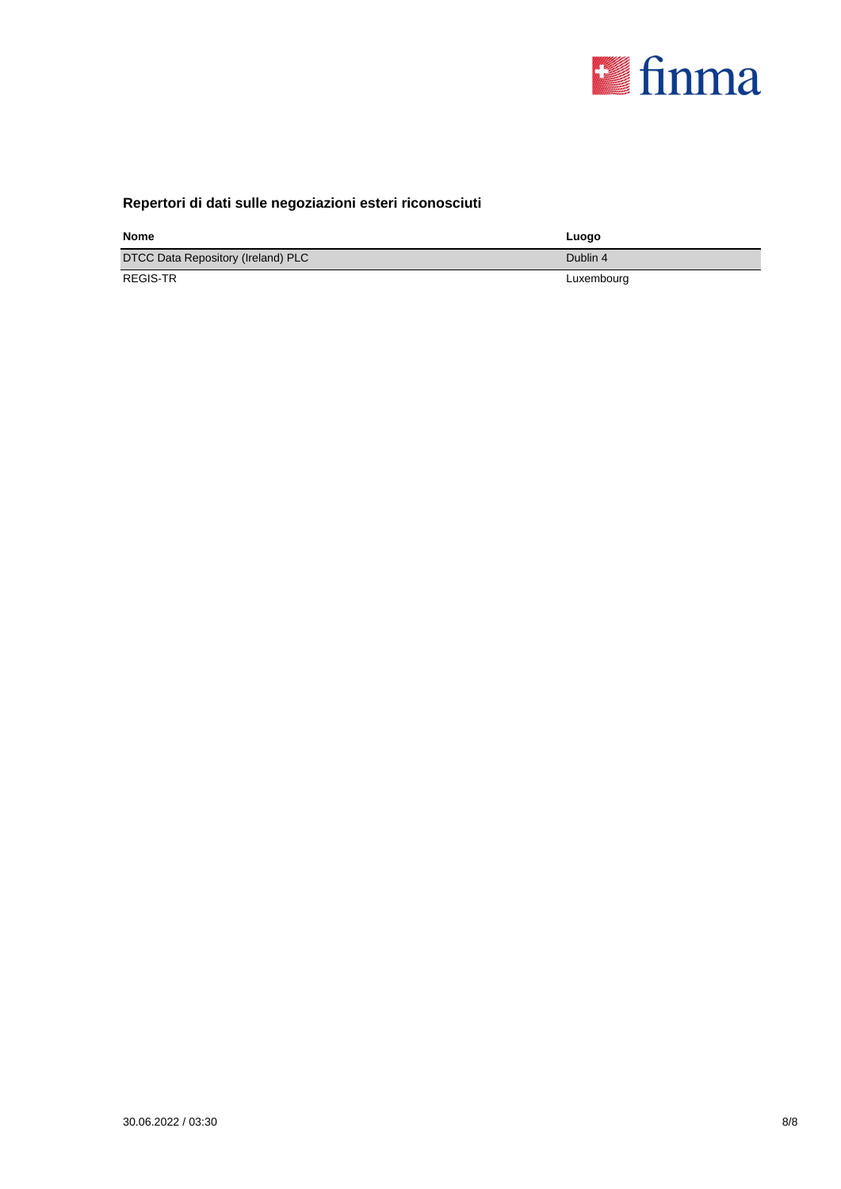### Repertori di dati sulle negoziazioni esteri riconosciuti

| Nome | Luogo |
| --- | --- |
| DTCC Data Repository (Ireland) PLC | Dublin 4 |
| REGIS-TR | Luxembourg |